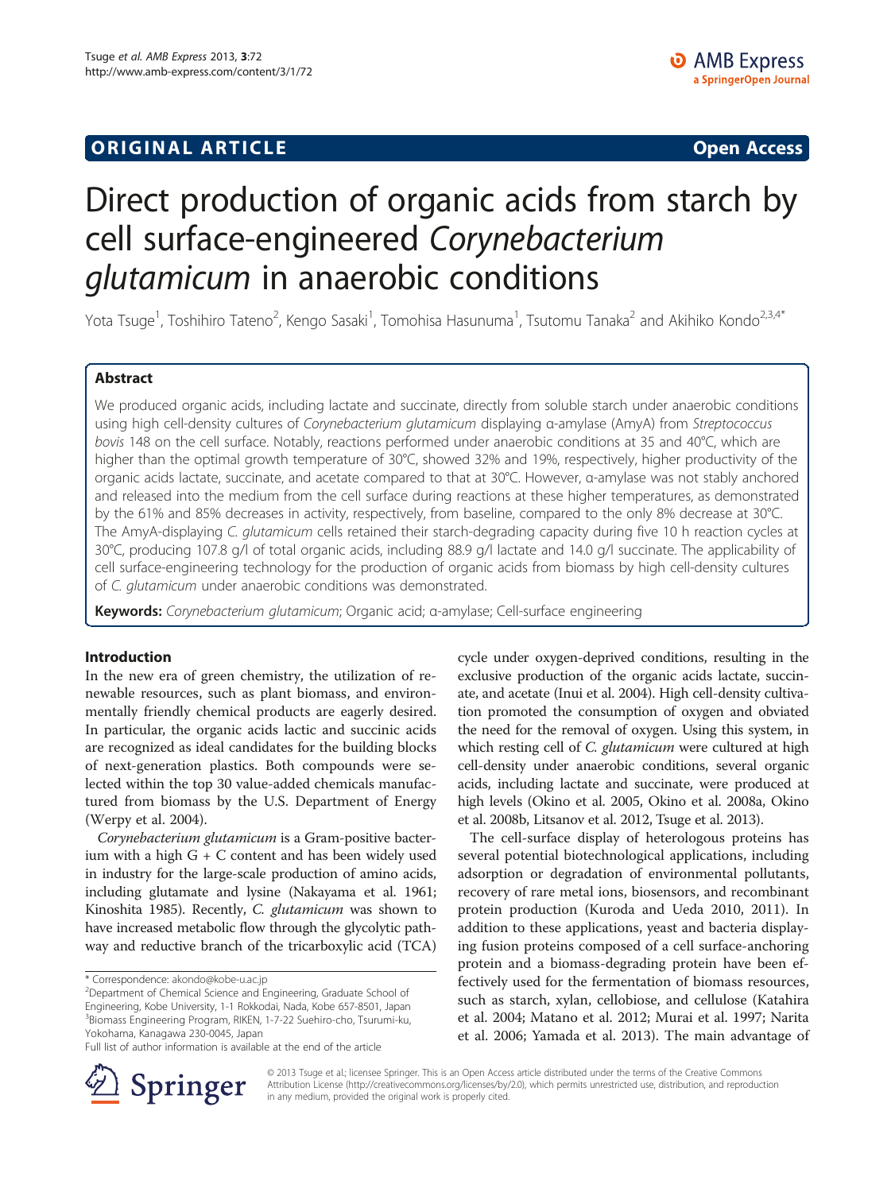ORIGINAL ARTICLE Open Access

# Direct production of organic acids from starch by cell surface-engineered *Corynebacterium glutamicum* in anaerobic conditions

Yota Tsuge[1], Toshihiro Tateno[2], Kengo Sasaki[1], Tomohisa Hasunuma[1], Tsutomu Tanaka[2] and Akihiko Kondo[2,3,4*]

## Abstract

We produced organic acids, including lactate and succinate, directly from soluble starch under anaerobic conditions using high cell-density cultures of *Corynebacterium glutamicum* displaying α-amylase (AmyA) from *Streptococcus bovis* 148 on the cell surface. Notably, reactions performed under anaerobic conditions at 35 and 40°C, which are higher than the optimal growth temperature of 30°C, showed 32% and 19%, respectively, higher productivity of the organic acids lactate, succinate, and acetate compared to that at 30°C. However, α-amylase was not stably anchored and released into the medium from the cell surface during reactions at these higher temperatures, as demonstrated by the 61% and 85% decreases in activity, respectively, from baseline, compared to the only 8% decrease at 30°C. The AmyA-displaying *C. glutamicum* cells retained their starch-degrading capacity during five 10 h reaction cycles at 30°C, producing 107.8 g/l of total organic acids, including 88.9 g/l lactate and 14.0 g/l succinate. The applicability of cell surface-engineering technology for the production of organic acids from biomass by high cell-density cultures of *C. glutamicum* under anaerobic conditions was demonstrated.

**Keywords:** *Corynebacterium glutamicum*; Organic acid; α-amylase; Cell-surface engineering

## Introduction

In the new era of green chemistry, the utilization of renewable resources, such as plant biomass, and environmentally friendly chemical products are eagerly desired. In particular, the organic acids lactic and succinic acids are recognized as ideal candidates for the building blocks of next-generation plastics. Both compounds were selected within the top 30 value-added chemicals manufactured from biomass by the U.S. Department of Energy (Werpy et al. 2004).

*Corynebacterium glutamicum* is a Gram-positive bacterium with a high G + C content and has been widely used in industry for the large-scale production of amino acids, including glutamate and lysine (Nakayama et al. 1961; Kinoshita 1985). Recently, *C. glutamicum* was shown to have increased metabolic flow through the glycolytic pathway and reductive branch of the tricarboxylic acid (TCA) cycle under oxygen-deprived conditions, resulting in the exclusive production of the organic acids lactate, succinate, and acetate (Inui et al. 2004). High cell-density cultivation promoted the consumption of oxygen and obviated the need for the removal of oxygen. Using this system, in which resting cell of *C. glutamicum* were cultured at high cell-density under anaerobic conditions, several organic acids, including lactate and succinate, were produced at high levels (Okino et al. 2005, Okino et al. 2008a, Okino et al. 2008b, Litsanov et al. 2012, Tsuge et al. 2013).

The cell-surface display of heterologous proteins has several potential biotechnological applications, including adsorption or degradation of environmental pollutants, recovery of rare metal ions, biosensors, and recombinant protein production (Kuroda and Ueda 2010, 2011). In addition to these applications, yeast and bacteria displaying fusion proteins composed of a cell surface-anchoring protein and a biomass-degrading protein have been effectively used for the fermentation of biomass resources, such as starch, xylan, cellobiose, and cellulose (Katahira et al. 2004; Matano et al. 2012; Murai et al. 1997; Narita et al. 2006; Yamada et al. 2013). The main advantage of

\* Correspondence: akondo@kobe-u.ac.jp
[2]Department of Chemical Science and Engineering, Graduate School of Engineering, Kobe University, 1-1 Rokkodai, Nada, Kobe 657-8501, Japan
[3]Biomass Engineering Program, RIKEN, 1-7-22 Suehiro-cho, Tsurumi-ku, Yokohama, Kanagawa 230-0045, Japan
Full list of author information is available at the end of the article

© 2013 Tsuge et al.; licensee Springer. This is an Open Access article distributed under the terms of the Creative Commons Attribution License (http://creativecommons.org/licenses/by/2.0), which permits unrestricted use, distribution, and reproduction in any medium, provided the original work is properly cited.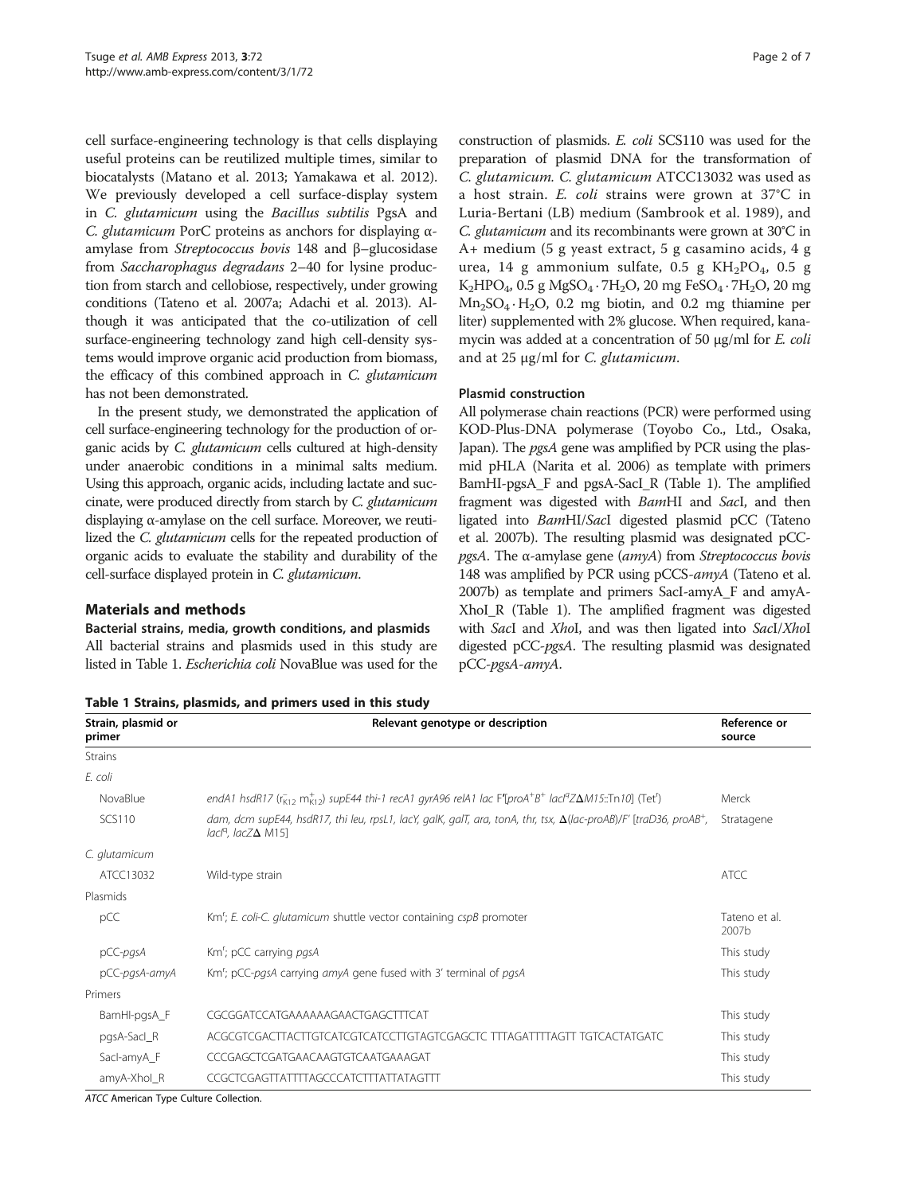cell surface-engineering technology is that cells displaying useful proteins can be reutilized multiple times, similar to biocatalysts (Matano et al. 2013; Yamakawa et al. 2012). We previously developed a cell surface-display system in *C. glutamicum* using the *Bacillus subtilis* PgsA and *C. glutamicum* PorC proteins as anchors for displaying α-amylase from *Streptococcus bovis* 148 and β–glucosidase from *Saccharophagus degradans* 2–40 for lysine production from starch and cellobiose, respectively, under growing conditions (Tateno et al. 2007a; Adachi et al. 2013). Although it was anticipated that the co-utilization of cell surface-engineering technology zand high cell-density systems would improve organic acid production from biomass, the efficacy of this combined approach in *C. glutamicum* has not been demonstrated.

In the present study, we demonstrated the application of cell surface-engineering technology for the production of organic acids by *C. glutamicum* cells cultured at high-density under anaerobic conditions in a minimal salts medium. Using this approach, organic acids, including lactate and succinate, were produced directly from starch by *C. glutamicum* displaying α-amylase on the cell surface. Moreover, we reutilized the *C. glutamicum* cells for the repeated production of organic acids to evaluate the stability and durability of the cell-surface displayed protein in *C. glutamicum*.

## Materials and methods

### Bacterial strains, media, growth conditions, and plasmids

All bacterial strains and plasmids used in this study are listed in Table 1. *Escherichia coli* NovaBlue was used for the construction of plasmids. *E. coli* SCS110 was used for the preparation of plasmid DNA for the transformation of *C. glutamicum*. *C. glutamicum* ATCC13032 was used as a host strain. *E. coli* strains were grown at 37°C in Luria-Bertani (LB) medium (Sambrook et al. 1989), and *C. glutamicum* and its recombinants were grown at 30°C in A+ medium (5 g yeast extract, 5 g casamino acids, 4 g urea, 14 g ammonium sulfate, 0.5 g $KH_2PO_4$, 0.5 g $K_2HPO_4$, 0.5 g $MgSO_4 \cdot 7H_2O$, 20 mg $FeSO_4 \cdot 7H_2O$, 20 mg $Mn_2SO_4 \cdot H_2O$, 0.2 mg biotin, and 0.2 mg thiamine per liter) supplemented with 2% glucose. When required, kanamycin was added at a concentration of 50 μg/ml for *E. coli* and at 25 μg/ml for *C. glutamicum*.

### Plasmid construction

All polymerase chain reactions (PCR) were performed using KOD-Plus-DNA polymerase (Toyobo Co., Ltd., Osaka, Japan). The *pgsA* gene was amplified by PCR using the plasmid pHLA (Narita et al. 2006) as template with primers BamHI-pgsA_F and pgsA-SacI_R (Table 1). The amplified fragment was digested with *Bam*HI and *Sac*I, and then ligated into *Bam*HI/*Sac*I digested plasmid pCC (Tateno et al. 2007b). The resulting plasmid was designated pCC-*pgsA*. The α-amylase gene (*amyA*) from *Streptococcus bovis* 148 was amplified by PCR using pCCS-*amyA* (Tateno et al. 2007b) as template and primers SacI-amyA_F and amyA-XhoI_R (Table 1). The amplified fragment was digested with *Sac*I and *Xho*I, and was then ligated into *Sac*I/*Xho*I digested pCC-*pgsA*. The resulting plasmid was designated pCC-*pgsA-amyA*.

**Table 1 Strains, plasmids, and primers used in this study**

| Strain, plasmid or primer | Relevant genotype or description | Reference or source |
|---|---|---|
| Strains | | |
| *E. coli* | | |
| NovaBlue | *endA1 hsdR17* ($r^-_{K12}$ $m^+_{K12}$) *supE44 thi-1 recA1 gyrA96 relA1 lac* F′[*proA*$^+$*B*$^+$ *lacI*$^q$*Z*Δ*M15*::Tn*10*] (Tet$^r$) | Merck |
| SCS110 | *dam, dcm supE44, hsdR17, thi leu, rpsL1, lacY, galK, galT, ara, tonA, thr, tsx,* Δ(*lac-proAB*)/F′ [*traD36, proAB*$^+$, *lacI*$^q$, *lacZ*Δ M15] | Stratagene |
| *C. glutamicum* | | |
| ATCC13032 | Wild-type strain | ATCC |
| Plasmids | | |
| pCC | Km$^r$; *E. coli-C. glutamicum* shuttle vector containing *cspB* promoter | Tateno et al. 2007b |
| pCC-*pgsA* | Km$^r$; pCC carrying *pgsA* | This study |
| pCC-*pgsA-amyA* | Km$^r$; pCC-*pgsA* carrying *amyA* gene fused with 3′ terminal of *pgsA* | This study |
| Primers | | |
| BamHI-pgsA_F | CGCGGATCCATGAAAAAAGAACTGAGCTTTCAT | This study |
| pgsA-SacI_R | ACGCGTCGACTTACTTGTCATCGTCATCCTTGTAGTCGAGCTC TTTAGATTTTAGTT TGTCACTATGATC | This study |
| SacI-amyA_F | CCCGAGCTCGATGAACAAGTGTCAATGAAAGAT | This study |
| amyA-XhoI_R | CCGCTCGAGTTATTTTAGCCCATCTTTATTATAGTTT | This study |

*ATCC* American Type Culture Collection.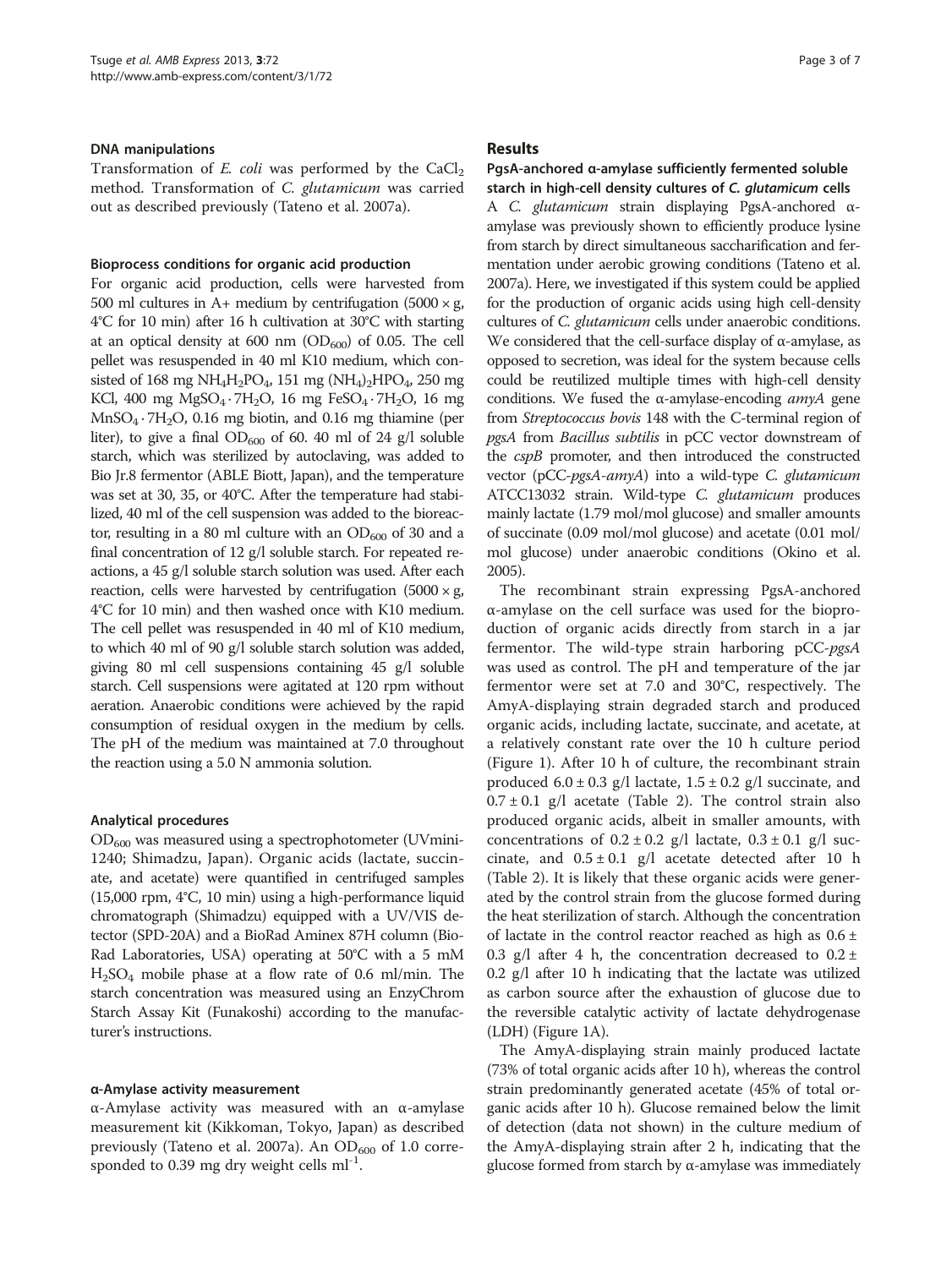### DNA manipulations

Transformation of *E. coli* was performed by the $CaCl_2$ method. Transformation of *C. glutamicum* was carried out as described previously (Tateno et al. 2007a).

### Bioprocess conditions for organic acid production

For organic acid production, cells were harvested from 500 ml cultures in A+ medium by centrifugation (5000 × g, 4°C for 10 min) after 16 h cultivation at 30°C with starting at an optical density at 600 nm ($OD_{600}$) of 0.05. The cell pellet was resuspended in 40 ml K10 medium, which consisted of 168 mg $NH_4H_2PO_4$, 151 mg $(NH_4)_2HPO_4$, 250 mg KCl, 400 mg $MgSO_4 \cdot 7H_2O$, 16 mg $FeSO_4 \cdot 7H_2O$, 16 mg $MnSO_4 \cdot 7H_2O$, 0.16 mg biotin, and 0.16 mg thiamine (per liter), to give a final $OD_{600}$ of 60. 40 ml of 24 g/l soluble starch, which was sterilized by autoclaving, was added to Bio Jr.8 fermentor (ABLE Biott, Japan), and the temperature was set at 30, 35, or 40°C. After the temperature had stabilized, 40 ml of the cell suspension was added to the bioreactor, resulting in a 80 ml culture with an $OD_{600}$ of 30 and a final concentration of 12 g/l soluble starch. For repeated reactions, a 45 g/l soluble starch solution was used. After each reaction, cells were harvested by centrifugation (5000 × g, 4°C for 10 min) and then washed once with K10 medium. The cell pellet was resuspended in 40 ml of K10 medium, to which 40 ml of 90 g/l soluble starch solution was added, giving 80 ml cell suspensions containing 45 g/l soluble starch. Cell suspensions were agitated at 120 rpm without aeration. Anaerobic conditions were achieved by the rapid consumption of residual oxygen in the medium by cells. The pH of the medium was maintained at 7.0 throughout the reaction using a 5.0 N ammonia solution.

### Analytical procedures

$OD_{600}$ was measured using a spectrophotometer (UVmini-1240; Shimadzu, Japan). Organic acids (lactate, succinate, and acetate) were quantified in centrifuged samples (15,000 rpm, 4°C, 10 min) using a high-performance liquid chromatograph (Shimadzu) equipped with a UV/VIS detector (SPD-20A) and a BioRad Aminex 87H column (Bio-Rad Laboratories, USA) operating at 50°C with a 5 mM $H_2SO_4$ mobile phase at a flow rate of 0.6 ml/min. The starch concentration was measured using an EnzyChrom Starch Assay Kit (Funakoshi) according to the manufacturer's instructions.

### α-Amylase activity measurement

α-Amylase activity was measured with an α-amylase measurement kit (Kikkoman, Tokyo, Japan) as described previously (Tateno et al. 2007a). An $OD_{600}$ of 1.0 corresponded to 0.39 mg dry weight cells $ml^{-1}$.

## Results

### PgsA-anchored α-amylase sufficiently fermented soluble starch in high-cell density cultures of *C. glutamicum* cells

A *C. glutamicum* strain displaying PgsA-anchored α-amylase was previously shown to efficiently produce lysine from starch by direct simultaneous saccharification and fermentation under aerobic growing conditions (Tateno et al. 2007a). Here, we investigated if this system could be applied for the production of organic acids using high cell-density cultures of *C. glutamicum* cells under anaerobic conditions. We considered that the cell-surface display of α-amylase, as opposed to secretion, was ideal for the system because cells could be reutilized multiple times with high-cell density conditions. We fused the α-amylase-encoding *amyA* gene from *Streptococcus bovis* 148 with the C-terminal region of *pgsA* from *Bacillus subtilis* in pCC vector downstream of the *cspB* promoter, and then introduced the constructed vector (pCC-*pgsA*-*amyA*) into a wild-type *C. glutamicum* ATCC13032 strain. Wild-type *C. glutamicum* produces mainly lactate (1.79 mol/mol glucose) and smaller amounts of succinate (0.09 mol/mol glucose) and acetate (0.01 mol/mol glucose) under anaerobic conditions (Okino et al. 2005).

The recombinant strain expressing PgsA-anchored α-amylase on the cell surface was used for the bioproduction of organic acids directly from starch in a jar fermentor. The wild-type strain harboring pCC-*pgsA* was used as control. The pH and temperature of the jar fermentor were set at 7.0 and 30°C, respectively. The AmyA-displaying strain degraded starch and produced organic acids, including lactate, succinate, and acetate, at a relatively constant rate over the 10 h culture period (Figure 1). After 10 h of culture, the recombinant strain produced 6.0 ± 0.3 g/l lactate, 1.5 ± 0.2 g/l succinate, and 0.7 ± 0.1 g/l acetate (Table 2). The control strain also produced organic acids, albeit in smaller amounts, with concentrations of 0.2 ± 0.2 g/l lactate, 0.3 ± 0.1 g/l succinate, and 0.5 ± 0.1 g/l acetate detected after 10 h (Table 2). It is likely that these organic acids were generated by the control strain from the glucose formed during the heat sterilization of starch. Although the concentration of lactate in the control reactor reached as high as 0.6 ± 0.3 g/l after 4 h, the concentration decreased to 0.2 ± 0.2 g/l after 10 h indicating that the lactate was utilized as carbon source after the exhaustion of glucose due to the reversible catalytic activity of lactate dehydrogenase (LDH) (Figure 1A).

The AmyA-displaying strain mainly produced lactate (73% of total organic acids after 10 h), whereas the control strain predominantly generated acetate (45% of total organic acids after 10 h). Glucose remained below the limit of detection (data not shown) in the culture medium of the AmyA-displaying strain after 2 h, indicating that the glucose formed from starch by α-amylase was immediately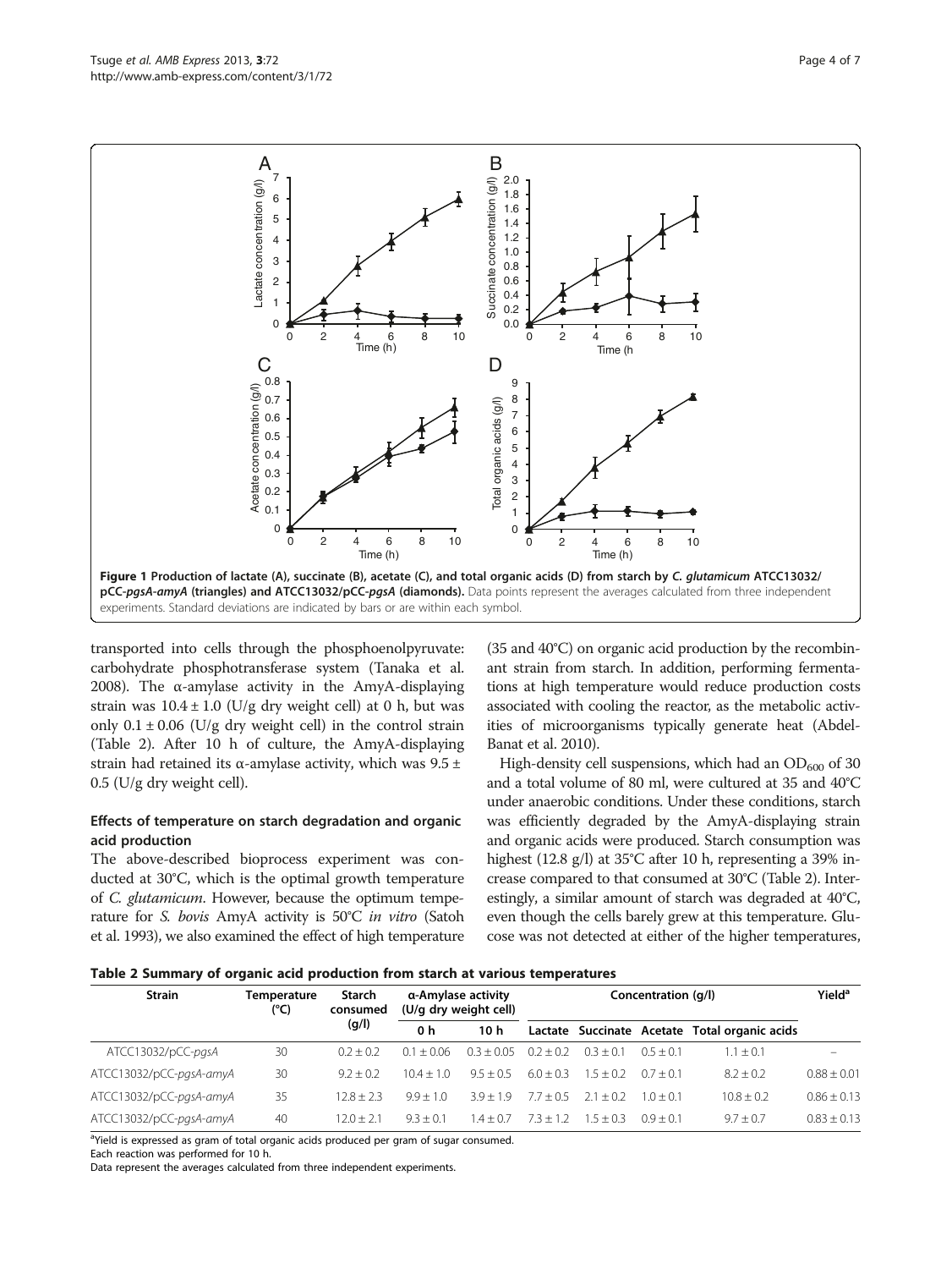**Figure 1 Production of lactate (A), succinate (B), acetate (C), and total organic acids (D) from starch by *C. glutamicum* ATCC13032/ pCC-*pgsA-amyA* (triangles) and ATCC13032/pCC-*pgsA* (diamonds).** Data points represent the averages calculated from three independent experiments. Standard deviations are indicated by bars or are within each symbol.

transported into cells through the phosphoenolpyruvate: carbohydrate phosphotransferase system (Tanaka et al. 2008). The α-amylase activity in the AmyA-displaying strain was 10.4 ± 1.0 (U/g dry weight cell) at 0 h, but was only 0.1 ± 0.06 (U/g dry weight cell) in the control strain (Table 2). After 10 h of culture, the AmyA-displaying strain had retained its α-amylase activity, which was 9.5 ± 0.5 (U/g dry weight cell).

### Effects of temperature on starch degradation and organic acid production

The above-described bioprocess experiment was conducted at 30°C, which is the optimal growth temperature of *C. glutamicum*. However, because the optimum temperature for *S. bovis* AmyA activity is 50°C *in vitro* (Satoh et al. 1993), we also examined the effect of high temperature (35 and 40°C) on organic acid production by the recombinant strain from starch. In addition, performing fermentations at high temperature would reduce production costs associated with cooling the reactor, as the metabolic activities of microorganisms typically generate heat (Abdel-Banat et al. 2010).

High-density cell suspensions, which had an $OD_{600}$ of 30 and a total volume of 80 ml, were cultured at 35 and 40°C under anaerobic conditions. Under these conditions, starch was efficiently degraded by the AmyA-displaying strain and organic acids were produced. Starch consumption was highest (12.8 g/l) at 35°C after 10 h, representing a 39% increase compared to that consumed at 30°C (Table 2). Interestingly, a similar amount of starch was degraded at 40°C, even though the cells barely grew at this temperature. Glucose was not detected at either of the higher temperatures,

**Table 2 Summary of organic acid production from starch at various temperatures**

| Strain | Temperature (°C) | Starch consumed (g/l) | α-Amylase activity (U/g dry weight cell) | | Concentration (g/l) | | | | Yield[a] |
|---|---|---|---|---|---|---|---|---|---|
| | | | 0 h | 10 h | Lactate | Succinate | Acetate | Total organic acids | |
| ATCC13032/pCC-*pgsA* | 30 | 0.2 ± 0.2 | 0.1 ± 0.06 | 0.3 ± 0.05 | 0.2 ± 0.2 | 0.3 ± 0.1 | 0.5 ± 0.1 | 1.1 ± 0.1 | – |
| ATCC13032/pCC-*pgsA-amyA* | 30 | 9.2 ± 0.2 | 10.4 ± 1.0 | 9.5 ± 0.5 | 6.0 ± 0.3 | 1.5 ± 0.2 | 0.7 ± 0.1 | 8.2 ± 0.2 | 0.88 ± 0.01 |
| ATCC13032/pCC-*pgsA-amyA* | 35 | 12.8 ± 2.3 | 9.9 ± 1.0 | 3.9 ± 1.9 | 7.7 ± 0.5 | 2.1 ± 0.2 | 1.0 ± 0.1 | 10.8 ± 0.2 | 0.86 ± 0.13 |
| ATCC13032/pCC-*pgsA-amyA* | 40 | 12.0 ± 2.1 | 9.3 ± 0.1 | 1.4 ± 0.7 | 7.3 ± 1.2 | 1.5 ± 0.3 | 0.9 ± 0.1 | 9.7 ± 0.7 | 0.83 ± 0.13 |

[a]Yield is expressed as gram of total organic acids produced per gram of sugar consumed.
Each reaction was performed for 10 h.
Data represent the averages calculated from three independent experiments.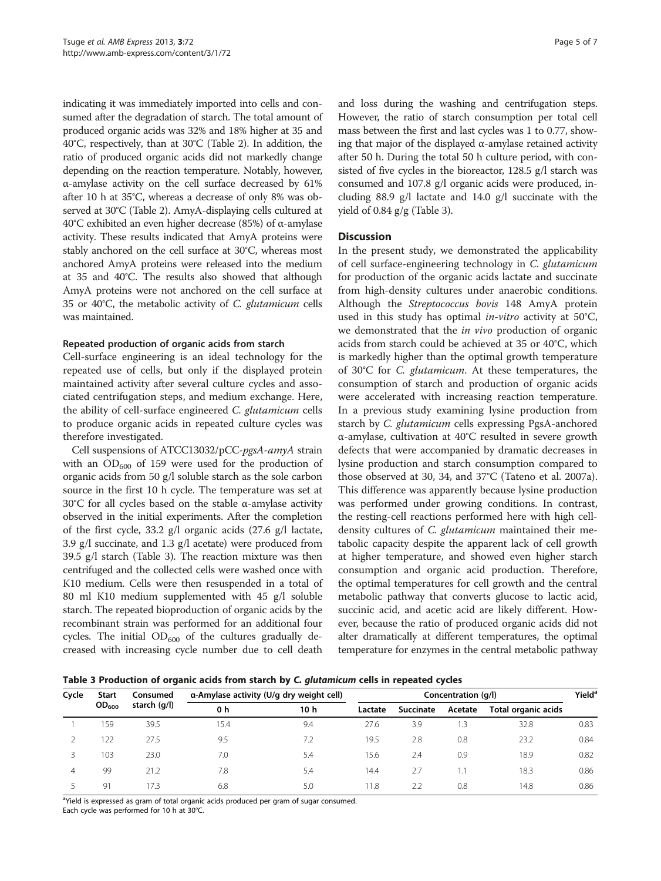indicating it was immediately imported into cells and consumed after the degradation of starch. The total amount of produced organic acids was 32% and 18% higher at 35 and 40°C, respectively, than at 30°C (Table 2). In addition, the ratio of produced organic acids did not markedly change depending on the reaction temperature. Notably, however, α-amylase activity on the cell surface decreased by 61% after 10 h at 35°C, whereas a decrease of only 8% was observed at 30°C (Table 2). AmyA-displaying cells cultured at 40°C exhibited an even higher decrease (85%) of α-amylase activity. These results indicated that AmyA proteins were stably anchored on the cell surface at 30°C, whereas most anchored AmyA proteins were released into the medium at 35 and 40°C. The results also showed that although AmyA proteins were not anchored on the cell surface at 35 or 40°C, the metabolic activity of *C. glutamicum* cells was maintained.

### Repeated production of organic acids from starch

Cell-surface engineering is an ideal technology for the repeated use of cells, but only if the displayed protein maintained activity after several culture cycles and associated centrifugation steps, and medium exchange. Here, the ability of cell-surface engineered *C. glutamicum* cells to produce organic acids in repeated culture cycles was therefore investigated.

Cell suspensions of ATCC13032/pCC-*pgsA-amyA* strain with an $OD_{600}$ of 159 were used for the production of organic acids from 50 g/l soluble starch as the sole carbon source in the first 10 h cycle. The temperature was set at 30°C for all cycles based on the stable α-amylase activity observed in the initial experiments. After the completion of the first cycle, 33.2 g/l organic acids (27.6 g/l lactate, 3.9 g/l succinate, and 1.3 g/l acetate) were produced from 39.5 g/l starch (Table 3). The reaction mixture was then centrifuged and the collected cells were washed once with K10 medium. Cells were then resuspended in a total of 80 ml K10 medium supplemented with 45 g/l soluble starch. The repeated bioproduction of organic acids by the recombinant strain was performed for an additional four cycles. The initial $OD_{600}$ of the cultures gradually decreased with increasing cycle number due to cell death and loss during the washing and centrifugation steps. However, the ratio of starch consumption per total cell mass between the first and last cycles was 1 to 0.77, showing that major of the displayed α-amylase retained activity after 50 h. During the total 50 h culture period, with consisted of five cycles in the bioreactor, 128.5 g/l starch was consumed and 107.8 g/l organic acids were produced, including 88.9 g/l lactate and 14.0 g/l succinate with the yield of 0.84 g/g (Table 3).

## Discussion

In the present study, we demonstrated the applicability of cell surface-engineering technology in *C. glutamicum* for production of the organic acids lactate and succinate from high-density cultures under anaerobic conditions. Although the *Streptococcus bovis* 148 AmyA protein used in this study has optimal *in-vitro* activity at 50°C, we demonstrated that the *in vivo* production of organic acids from starch could be achieved at 35 or 40°C, which is markedly higher than the optimal growth temperature of 30°C for *C. glutamicum*. At these temperatures, the consumption of starch and production of organic acids were accelerated with increasing reaction temperature. In a previous study examining lysine production from starch by *C. glutamicum* cells expressing PgsA-anchored α-amylase, cultivation at 40°C resulted in severe growth defects that were accompanied by dramatic decreases in lysine production and starch consumption compared to those observed at 30, 34, and 37°C (Tateno et al. 2007a). This difference was apparently because lysine production was performed under growing conditions. In contrast, the resting-cell reactions performed here with high cell-density cultures of *C. glutamicum* maintained their metabolic capacity despite the apparent lack of cell growth at higher temperature, and showed even higher starch consumption and organic acid production. Therefore, the optimal temperatures for cell growth and the central metabolic pathway that converts glucose to lactic acid, succinic acid, and acetic acid are likely different. However, because the ratio of produced organic acids did not alter dramatically at different temperatures, the optimal temperature for enzymes in the central metabolic pathway

**Table 3 Production of organic acids from starch by *C. glutamicum* cells in repeated cycles**

| Cycle | Start $OD_{600}$ | Consumed starch (g/l) | α-Amylase activity (U/g dry weight cell) | | Concentration (g/l) | | | | Yield[a] |
|---|---|---|---|---|---|---|---|---|---|
| | | | 0 h | 10 h | Lactate | Succinate | Acetate | Total organic acids | |
| 1 | 159 | 39.5 | 15.4 | 9.4 | 27.6 | 3.9 | 1.3 | 32.8 | 0.83 |
| 2 | 122 | 27.5 | 9.5 | 7.2 | 19.5 | 2.8 | 0.8 | 23.2 | 0.84 |
| 3 | 103 | 23.0 | 7.0 | 5.4 | 15.6 | 2.4 | 0.9 | 18.9 | 0.82 |
| 4 | 99 | 21.2 | 7.8 | 5.4 | 14.4 | 2.7 | 1.1 | 18.3 | 0.86 |
| 5 | 91 | 17.3 | 6.8 | 5.0 | 11.8 | 2.2 | 0.8 | 14.8 | 0.86 |

[a]Yield is expressed as gram of total organic acids produced per gram of sugar consumed.
Each cycle was performed for 10 h at 30°C.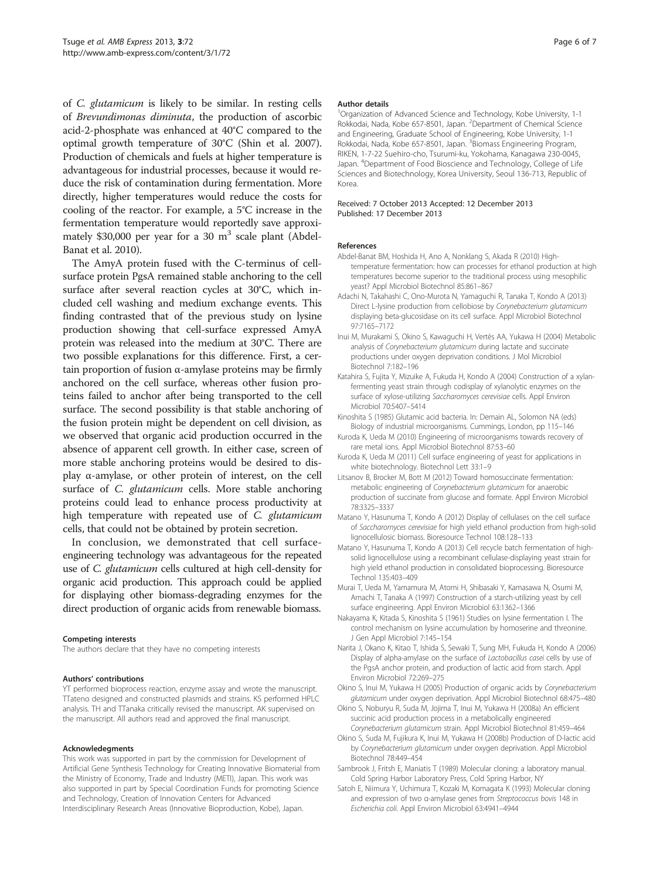of *C. glutamicum* is likely to be similar. In resting cells of *Brevundimonas diminuta*, the production of ascorbic acid-2-phosphate was enhanced at 40°C compared to the optimal growth temperature of 30°C (Shin et al. 2007). Production of chemicals and fuels at higher temperature is advantageous for industrial processes, because it would reduce the risk of contamination during fermentation. More directly, higher temperatures would reduce the costs for cooling of the reactor. For example, a 5°C increase in the fermentation temperature would reportedly save approximately \$30,000 per year for a 30 $m^3$ scale plant (Abdel-Banat et al. 2010).

The AmyA protein fused with the C-terminus of cell-surface protein PgsA remained stable anchoring to the cell surface after several reaction cycles at 30°C, which included cell washing and medium exchange events. This finding contrasted that of the previous study on lysine production showing that cell-surface expressed AmyA protein was released into the medium at 30°C. There are two possible explanations for this difference. First, a certain proportion of fusion α-amylase proteins may be firmly anchored on the cell surface, whereas other fusion proteins failed to anchor after being transported to the cell surface. The second possibility is that stable anchoring of the fusion protein might be dependent on cell division, as we observed that organic acid production occurred in the absence of apparent cell growth. In either case, screen of more stable anchoring proteins would be desired to display α-amylase, or other protein of interest, on the cell surface of *C. glutamicum* cells. More stable anchoring proteins could lead to enhance process productivity at high temperature with repeated use of *C. glutamicum* cells, that could not be obtained by protein secretion.

In conclusion, we demonstrated that cell surface-engineering technology was advantageous for the repeated use of *C. glutamicum* cells cultured at high cell-density for organic acid production. This approach could be applied for displaying other biomass-degrading enzymes for the direct production of organic acids from renewable biomass.

#### Competing interests
The authors declare that they have no competing interests

#### Authors' contributions
YT performed bioprocess reaction, enzyme assay and wrote the manuscript. TTateno designed and constructed plasmids and strains. KS performed HPLC analysis. TH and TTanaka critically revised the manuscript. AK supervised on the manuscript. All authors read and approved the final manuscript.

#### Acknowledegments
This work was supported in part by the commission for Development of Artificial Gene Synthesis Technology for Creating Innovative Biomaterial from the Ministry of Economy, Trade and Industry (METI), Japan. This work was also supported in part by Special Coordination Funds for promoting Science and Technology, Creation of Innovation Centers for Advanced Interdisciplinary Research Areas (Innovative Bioproduction, Kobe), Japan.

#### Author details
[1]Organization of Advanced Science and Technology, Kobe University, 1-1 Rokkodai, Nada, Kobe 657-8501, Japan. [2]Department of Chemical Science and Engineering, Graduate School of Engineering, Kobe University, 1-1 Rokkodai, Nada, Kobe 657-8501, Japan. [3]Biomass Engineering Program, RIKEN, 1-7-22 Suehiro-cho, Tsurumi-ku, Yokohama, Kanagawa 230-0045, Japan. [4]Department of Food Bioscience and Technology, College of Life Sciences and Biotechnology, Korea University, Seoul 136-713, Republic of Korea.

Received: 7 October 2013 Accepted: 12 December 2013
Published: 17 December 2013

#### References
- Abdel-Banat BM, Hoshida H, Ano A, Nonklang S, Akada R (2010) High-temperature fermentation: how can processes for ethanol production at high temperatures become superior to the traditional process using mesophilic yeast? Appl Microbiol Biotechnol 85:861–867
- Adachi N, Takahashi C, Ono-Murota N, Yamaguchi R, Tanaka T, Kondo A (2013) Direct L-lysine production from cellobiose by *Corynebacterium glutamicum* displaying beta-glucosidase on its cell surface. Appl Microbiol Biotechnol 97:7165–7172
- Inui M, Murakami S, Okino S, Kawaguchi H, Vertès AA, Yukawa H (2004) Metabolic analysis of *Corynebacterium glutamicum* during lactate and succinate productions under oxygen deprivation conditions. J Mol Microbiol Biotechnol 7:182–196
- Katahira S, Fujita Y, Mizuike A, Fukuda H, Kondo A (2004) Construction of a xylan-fermenting yeast strain through codisplay of xylanolytic enzymes on the surface of xylose-utilizing *Saccharomyces cerevisiae* cells. Appl Environ Microbiol 70:5407–5414
- Kinoshita S (1985) Glutamic acid bacteria. In: Demain AL, Solomon NA (eds) Biology of industrial microorganisms. Cummings, London, pp 115–146
- Kuroda K, Ueda M (2010) Engineering of microorganisms towards recovery of rare metal ions. Appl Microbiol Biotechnol 87:53–60
- Kuroda K, Ueda M (2011) Cell surface engineering of yeast for applications in white biotechnology. Biotechnol Lett 33:1–9
- Litsanov B, Brocker M, Bott M (2012) Toward homosuccinate fermentation: metabolic engineering of *Corynebacterium glutamicum* for anaerobic production of succinate from glucose and formate. Appl Environ Microbiol 78:3325–3337
- Matano Y, Hasunuma T, Kondo A (2012) Display of cellulases on the cell surface of *Saccharomyces cerevisiae* for high yield ethanol production from high-solid lignocellulosic biomass. Bioresource Technol 108:128–133
- Matano Y, Hasunuma T, Kondo A (2013) Cell recycle batch fermentation of high-solid lignocellulose using a recombinant cellulase-displaying yeast strain for high yield ethanol production in consolidated bioprocessing. Bioresource Technol 135:403–409
- Murai T, Ueda M, Yamamura M, Atomi H, Shibasaki Y, Kamasawa N, Osumi M, Amachi T, Tanaka A (1997) Construction of a starch-utilizing yeast by cell surface engineering. Appl Environ Microbiol 63:1362–1366
- Nakayama K, Kitada S, Kinoshita S (1961) Studies on lysine fermentation I. The control mechanism on lysine accumulation by homoserine and threonine. J Gen Appl Microbiol 7:145–154
- Narita J, Okano K, Kitao T, Ishida S, Sewaki T, Sung MH, Fukuda H, Kondo A (2006) Display of alpha-amylase on the surface of *Lactobacillus casei* cells by use of the PgsA anchor protein, and production of lactic acid from starch. Appl Environ Microbiol 72:269–275
- Okino S, Inui M, Yukawa H (2005) Production of organic acids by *Corynebacterium glutamicum* under oxygen deprivation. Appl Microbiol Biotechnol 68:475–480
- Okino S, Noburyu R, Suda M, Jojima T, Inui M, Yukawa H (2008a) An efficient succinic acid production process in a metabolically engineered *Corynebacterium glutamicum* strain. Appl Microbiol Biotechnol 81:459–464
- Okino S, Suda M, Fujikura K, Inui M, Yukawa H (2008b) Production of D-lactic acid by *Corynebacterium glutamicum* under oxygen deprivation. Appl Microbiol Biotechnol 78:449–454
- Sambrook J, Fritsh E, Maniatis T (1989) Molecular cloning: a laboratory manual. Cold Spring Harbor Laboratory Press, Cold Spring Harbor, NY
- Satoh E, Niimura Y, Uchimura T, Kozaki M, Komagata K (1993) Molecular cloning and expression of two α-amylase genes from *Streptococcus bovis* 148 in *Escherichia coli*. Appl Environ Microbiol 63:4941–4944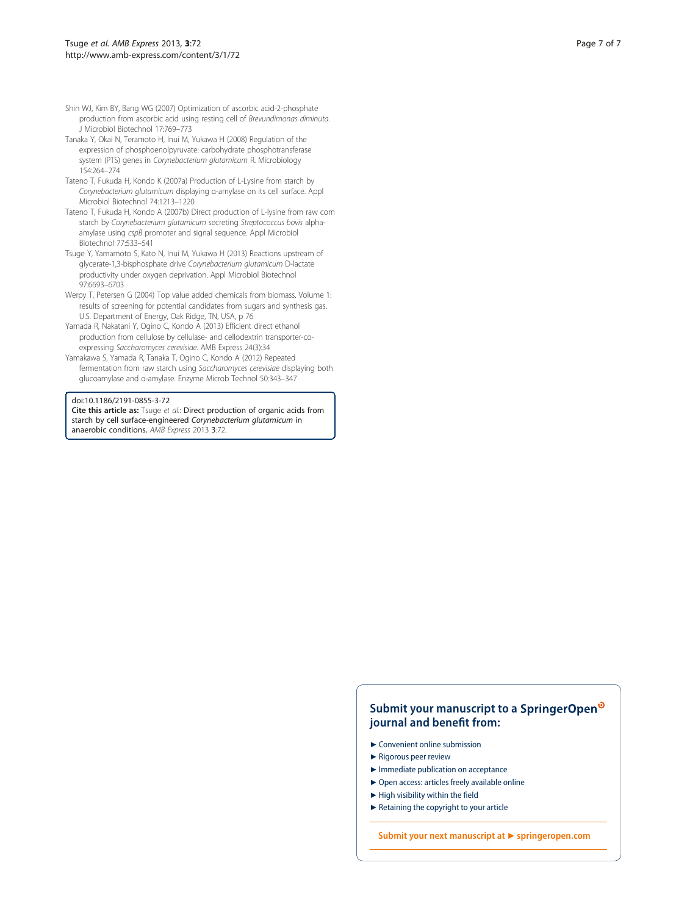Shin WJ, Kim BY, Bang WG (2007) Optimization of ascorbic acid-2-phosphate production from ascorbic acid using resting cell of *Brevundimonas diminuta*. J Microbiol Biotechnol 17:769–773

Tanaka Y, Okai N, Teramoto H, Inui M, Yukawa H (2008) Regulation of the expression of phosphoenolpyruvate: carbohydrate phosphotransferase system (PTS) genes in *Corynebacterium glutamicum* R. Microbiology 154:264–274

Tateno T, Fukuda H, Kondo K (2007a) Production of L-Lysine from starch by *Corynebacterium glutamicum* displaying α-amylase on its cell surface. Appl Microbiol Biotechnol 74:1213–1220

Tateno T, Fukuda H, Kondo A (2007b) Direct production of L-lysine from raw corn starch by *Corynebacterium glutamicum* secreting *Streptococcus bovis* alpha-amylase using *cspB* promoter and signal sequence. Appl Microbiol Biotechnol 77:533–541

Tsuge Y, Yamamoto S, Kato N, Inui M, Yukawa H (2013) Reactions upstream of glycerate-1,3-bisphosphate drive *Corynebacterium glutamicum* D-lactate productivity under oxygen deprivation. Appl Microbiol Biotechnol 97:6693–6703

Werpy T, Petersen G (2004) Top value added chemicals from biomass. Volume 1: results of screening for potential candidates from sugars and synthesis gas. U.S. Department of Energy, Oak Ridge, TN, USA, p 76

Yamada R, Nakatani Y, Ogino C, Kondo A (2013) Efficient direct ethanol production from cellulose by cellulase- and cellodextrin transporter-co-expressing *Saccharomyces cerevisiae*. AMB Express 24(3):34

Yamakawa S, Yamada R, Tanaka T, Ogino C, Kondo A (2012) Repeated fermentation from raw starch using *Saccharomyces cerevisiae* displaying both glucoamylase and α-amylase. Enzyme Microb Technol 50:343–347

doi:10.1186/2191-0855-3-72

**Cite this article as:** Tsuge *et al.*: Direct production of organic acids from starch by cell surface-engineered *Corynebacterium glutamicum* in anaerobic conditions. *AMB Express* 2013 **3**:72.

**Submit your manuscript to a SpringerOpen journal and benefit from:**

- ► Convenient online submission
- ► Rigorous peer review
- ► Immediate publication on acceptance
- ► Open access: articles freely available online
- ► High visibility within the field
- ► Retaining the copyright to your article

**Submit your next manuscript at ► springeropen.com**